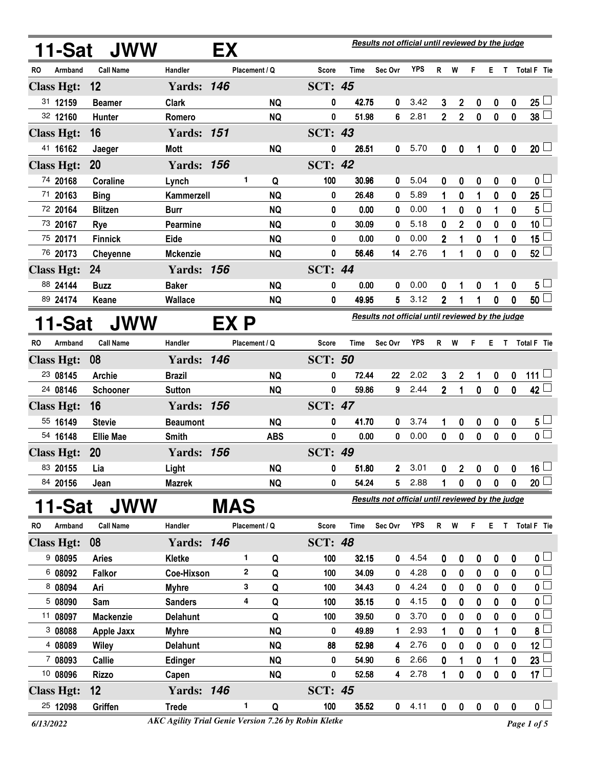## 11-Sat JWW EX

*Results not official until reviewed by the judge*

| RO | Armband | Call Name | Handler | Placement / Q | | Score | Time | Sec Ovr | YPS | R | W | F | E | T | Total F | Tie |
|---|---|---|---|---|---|---|---|---|---|---|---|---|---|---|---|---|
| **Class Hgt: 12** | | | **Yards: 146** | | | **SCT: 45** | | | | | | | | | | |
| 31 | 12159 | Beamer | Clark | | NQ | 0 | 42.75 | 0 | 3.42 | 3 | 2 | 0 | 0 | 0 | 25 | ☐ |
| 32 | 12160 | Hunter | Romero | | NQ | 0 | 51.98 | 6 | 2.81 | 2 | 2 | 0 | 0 | 0 | 38 | ☐ |
| **Class Hgt: 16** | | | **Yards: 151** | | | **SCT: 43** | | | | | | | | | | |
| 41 | 16162 | Jaeger | Mott | | NQ | 0 | 26.51 | 0 | 5.70 | 0 | 0 | 1 | 0 | 0 | 20 | ☐ |
| **Class Hgt: 20** | | | **Yards: 156** | | | **SCT: 42** | | | | | | | | | | |
| 74 | 20168 | Coraline | Lynch | 1 | Q | 100 | 30.96 | 0 | 5.04 | 0 | 0 | 0 | 0 | 0 | 0 | ☐ |
| 71 | 20163 | Bing | Kammerzell | | NQ | 0 | 26.48 | 0 | 5.89 | 1 | 0 | 1 | 0 | 0 | 25 | ☐ |
| 72 | 20164 | Blitzen | Burr | | NQ | 0 | 0.00 | 0 | 0.00 | 1 | 0 | 0 | 1 | 0 | 5 | ☐ |
| 73 | 20167 | Rye | Pearmine | | NQ | 0 | 30.09 | 0 | 5.18 | 0 | 2 | 0 | 0 | 0 | 10 | ☐ |
| 75 | 20171 | Finnick | Eide | | NQ | 0 | 0.00 | 0 | 0.00 | 2 | 1 | 0 | 1 | 0 | 15 | ☐ |
| 76 | 20173 | Cheyenne | Mckenzie | | NQ | 0 | 56.46 | 14 | 2.76 | 1 | 1 | 0 | 0 | 0 | 52 | ☐ |
| **Class Hgt: 24** | | | **Yards: 156** | | | **SCT: 44** | | | | | | | | | | |
| 88 | 24144 | Buzz | Baker | | NQ | 0 | 0.00 | 0 | 0.00 | 0 | 1 | 0 | 1 | 0 | 5 | ☐ |
| 89 | 24174 | Keane | Wallace | | NQ | 0 | 49.95 | 5 | 3.12 | 2 | 1 | 1 | 0 | 0 | 50 | ☐ |

## 11-Sat JWW EX P

*Results not official until reviewed by the judge*

| RO | Armband | Call Name | Handler | Placement / Q | | Score | Time | Sec Ovr | YPS | R | W | F | E | T | Total F | Tie |
|---|---|---|---|---|---|---|---|---|---|---|---|---|---|---|---|---|
| **Class Hgt: 08** | | | **Yards: 146** | | | **SCT: 50** | | | | | | | | | | |
| 23 | 08145 | Archie | Brazil | | NQ | 0 | 72.44 | 22 | 2.02 | 3 | 2 | 1 | 0 | 0 | 111 | ☐ |
| 24 | 08146 | Schooner | Sutton | | NQ | 0 | 59.86 | 9 | 2.44 | 2 | 1 | 0 | 0 | 0 | 42 | ☐ |
| **Class Hgt: 16** | | | **Yards: 156** | | | **SCT: 47** | | | | | | | | | | |
| 55 | 16149 | Stevie | Beaumont | | NQ | 0 | 41.70 | 0 | 3.74 | 1 | 0 | 0 | 0 | 0 | 5 | ☐ |
| 54 | 16148 | Ellie Mae | Smith | | ABS | 0 | 0.00 | 0 | 0.00 | 0 | 0 | 0 | 0 | 0 | 0 | ☐ |
| **Class Hgt: 20** | | | **Yards: 156** | | | **SCT: 49** | | | | | | | | | | |
| 83 | 20155 | Lia | Light | | NQ | 0 | 51.80 | 2 | 3.01 | 0 | 2 | 0 | 0 | 0 | 16 | ☐ |
| 84 | 20156 | Jean | Mazrek | | NQ | 0 | 54.24 | 5 | 2.88 | 1 | 0 | 0 | 0 | 0 | 20 | ☐ |

## 11-Sat JWW MAS

*Results not official until reviewed by the judge*

| RO | Armband | Call Name | Handler | Placement / Q | | Score | Time | Sec Ovr | YPS | R | W | F | E | T | Total F | Tie |
|---|---|---|---|---|---|---|---|---|---|---|---|---|---|---|---|---|
| **Class Hgt: 08** | | | **Yards: 146** | | | **SCT: 48** | | | | | | | | | | |
| 9 | 08095 | Aries | Kletke | 1 | Q | 100 | 32.15 | 0 | 4.54 | 0 | 0 | 0 | 0 | 0 | 0 | ☐ |
| 6 | 08092 | Falkor | Coe-Hixson | 2 | Q | 100 | 34.09 | 0 | 4.28 | 0 | 0 | 0 | 0 | 0 | 0 | ☐ |
| 8 | 08094 | Ari | Myhre | 3 | Q | 100 | 34.43 | 0 | 4.24 | 0 | 0 | 0 | 0 | 0 | 0 | ☐ |
| 5 | 08090 | Sam | Sanders | 4 | Q | 100 | 35.15 | 0 | 4.15 | 0 | 0 | 0 | 0 | 0 | 0 | ☐ |
| 11 | 08097 | Mackenzie | Delahunt | | Q | 100 | 39.50 | 0 | 3.70 | 0 | 0 | 0 | 0 | 0 | 0 | ☐ |
| 3 | 08088 | Apple Jaxx | Myhre | | NQ | 0 | 49.89 | 1 | 2.93 | 1 | 0 | 0 | 1 | 0 | 8 | ☐ |
| 4 | 08089 | Wiley | Delahunt | | NQ | 88 | 52.98 | 4 | 2.76 | 0 | 0 | 0 | 0 | 0 | 12 | ☐ |
| 7 | 08093 | Callie | Edinger | | NQ | 0 | 54.90 | 6 | 2.66 | 0 | 1 | 0 | 1 | 0 | 23 | ☐ |
| 10 | 08096 | Rizzo | Capen | | NQ | 0 | 52.58 | 4 | 2.78 | 1 | 0 | 0 | 0 | 0 | 17 | ☐ |
| **Class Hgt: 12** | | | **Yards: 146** | | | **SCT: 45** | | | | | | | | | | |
| 25 | 12098 | Griffen | Trede | 1 | Q | 100 | 35.52 | 0 | 4.11 | 0 | 0 | 0 | 0 | 0 | 0 | ☐ |

6/13/2022 — *AKC Agility Trial Genie Version 7.26 by Robin Kletke*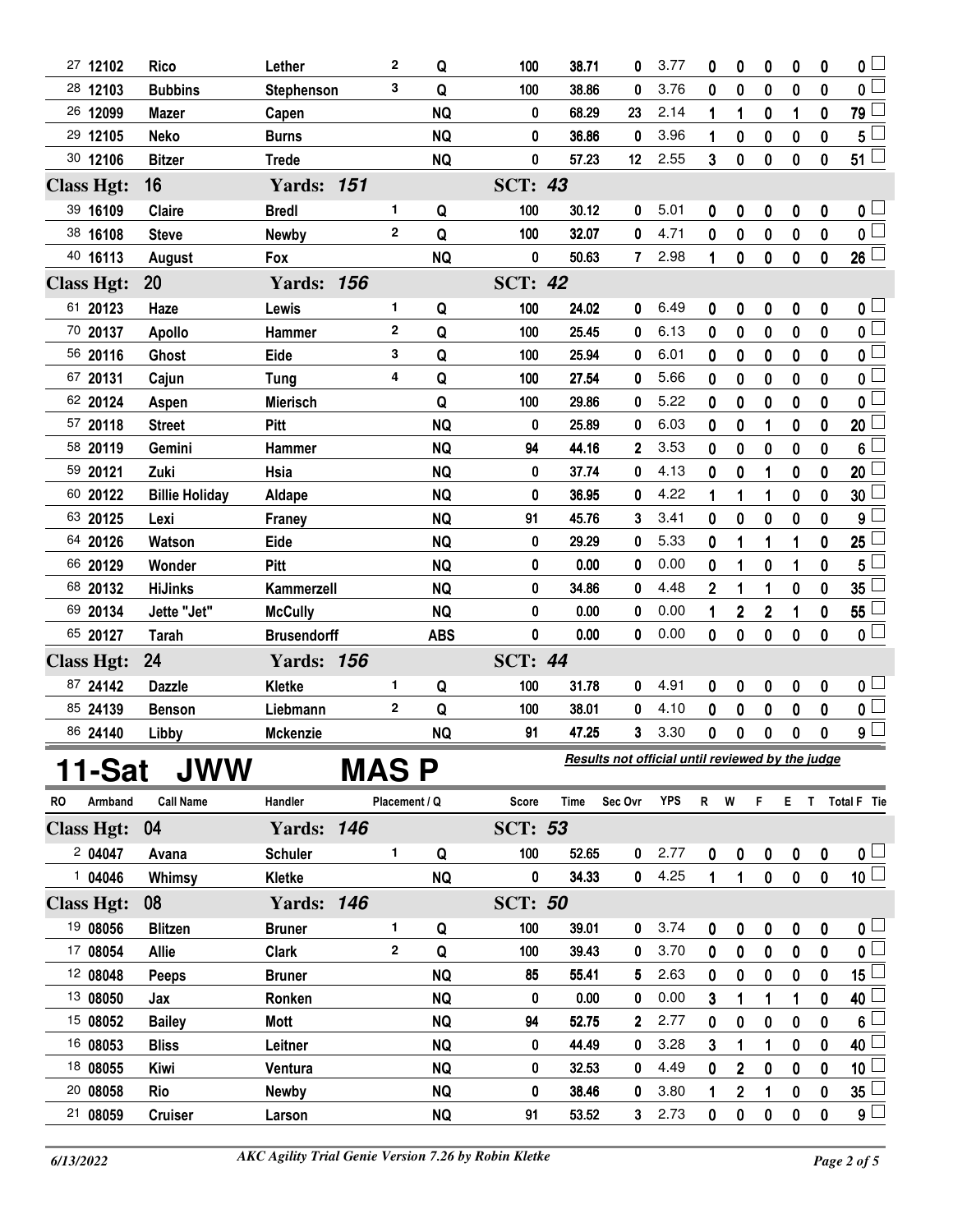| RO | Armband | Call Name | Handler | Placement | Q | Score | Time | Sec Ovr | YPS | R | W | F | E | T | Total F | Tie |
|---|---|---|---|---|---|---|---|---|---|---|---|---|---|---|---|---|
| 27 | 12102 | Rico | Lether | 2 | Q | 100 | 38.71 | 0 | 3.77 | 0 | 0 | 0 | 0 | 0 | 0 | ☐ |
| 28 | 12103 | Bubbins | Stephenson | 3 | Q | 100 | 38.86 | 0 | 3.76 | 0 | 0 | 0 | 0 | 0 | 0 | ☐ |
| 26 | 12099 | Mazer | Capen | | NQ | 0 | 68.29 | 23 | 2.14 | 1 | 1 | 0 | 1 | 0 | 79 | ☐ |
| 29 | 12105 | Neko | Burns | | NQ | 0 | 36.86 | 0 | 3.96 | 1 | 0 | 0 | 0 | 0 | 5 | ☐ |
| 30 | 12106 | Bitzer | Trede | | NQ | 0 | 57.23 | 12 | 2.55 | 3 | 0 | 0 | 0 | 0 | 51 | ☐ |
| **Class Hgt: 16** | | | **Yards: 151** | | | **SCT: 43** | | | | | | | | | | |
| 39 | 16109 | Claire | Bredl | 1 | Q | 100 | 30.12 | 0 | 5.01 | 0 | 0 | 0 | 0 | 0 | 0 | ☐ |
| 38 | 16108 | Steve | Newby | 2 | Q | 100 | 32.07 | 0 | 4.71 | 0 | 0 | 0 | 0 | 0 | 0 | ☐ |
| 40 | 16113 | August | Fox | | NQ | 0 | 50.63 | 7 | 2.98 | 1 | 0 | 0 | 0 | 0 | 26 | ☐ |
| **Class Hgt: 20** | | | **Yards: 156** | | | **SCT: 42** | | | | | | | | | | |
| 61 | 20123 | Haze | Lewis | 1 | Q | 100 | 24.02 | 0 | 6.49 | 0 | 0 | 0 | 0 | 0 | 0 | ☐ |
| 70 | 20137 | Apollo | Hammer | 2 | Q | 100 | 25.45 | 0 | 6.13 | 0 | 0 | 0 | 0 | 0 | 0 | ☐ |
| 56 | 20116 | Ghost | Eide | 3 | Q | 100 | 25.94 | 0 | 6.01 | 0 | 0 | 0 | 0 | 0 | 0 | ☐ |
| 67 | 20131 | Cajun | Tung | 4 | Q | 100 | 27.54 | 0 | 5.66 | 0 | 0 | 0 | 0 | 0 | 0 | ☐ |
| 62 | 20124 | Aspen | Mierisch | | Q | 100 | 29.86 | 0 | 5.22 | 0 | 0 | 0 | 0 | 0 | 0 | ☐ |
| 57 | 20118 | Street | Pitt | | NQ | 0 | 25.89 | 0 | 6.03 | 0 | 0 | 1 | 0 | 0 | 20 | ☐ |
| 58 | 20119 | Gemini | Hammer | | NQ | 94 | 44.16 | 2 | 3.53 | 0 | 0 | 0 | 0 | 0 | 6 | ☐ |
| 59 | 20121 | Zuki | Hsia | | NQ | 0 | 37.74 | 0 | 4.13 | 0 | 0 | 1 | 0 | 0 | 20 | ☐ |
| 60 | 20122 | Billie Holiday | Aldape | | NQ | 0 | 36.95 | 0 | 4.22 | 1 | 1 | 1 | 0 | 0 | 30 | ☐ |
| 63 | 20125 | Lexi | Franey | | NQ | 91 | 45.76 | 3 | 3.41 | 0 | 0 | 0 | 0 | 0 | 9 | ☐ |
| 64 | 20126 | Watson | Eide | | NQ | 0 | 29.29 | 0 | 5.33 | 0 | 1 | 1 | 1 | 0 | 25 | ☐ |
| 66 | 20129 | Wonder | Pitt | | NQ | 0 | 0.00 | 0 | 0.00 | 0 | 1 | 0 | 1 | 0 | 5 | ☐ |
| 68 | 20132 | HiJinks | Kammerzell | | NQ | 0 | 34.86 | 0 | 4.48 | 2 | 1 | 1 | 0 | 0 | 35 | ☐ |
| 69 | 20134 | Jette "Jet" | McCully | | NQ | 0 | 0.00 | 0 | 0.00 | 1 | 2 | 2 | 1 | 0 | 55 | ☐ |
| 65 | 20127 | Tarah | Brusendorff | | ABS | 0 | 0.00 | 0 | 0.00 | 0 | 0 | 0 | 0 | 0 | 0 | ☐ |
| **Class Hgt: 24** | | | **Yards: 156** | | | **SCT: 44** | | | | | | | | | | |
| 87 | 24142 | Dazzle | Kletke | 1 | Q | 100 | 31.78 | 0 | 4.91 | 0 | 0 | 0 | 0 | 0 | 0 | ☐ |
| 85 | 24139 | Benson | Liebmann | 2 | Q | 100 | 38.01 | 0 | 4.10 | 0 | 0 | 0 | 0 | 0 | 0 | ☐ |
| 86 | 24140 | Libby | Mckenzie | | NQ | 91 | 47.25 | 3 | 3.30 | 0 | 0 | 0 | 0 | 0 | 9 | ☐ |

# 11-Sat JWW MAS P

*Results not official until reviewed by the judge*

| RO | Armband | Call Name | Handler | Placement | Q | Score | Time | Sec Ovr | YPS | R | W | F | E | T | Total F | Tie |
|---|---|---|---|---|---|---|---|---|---|---|---|---|---|---|---|---|
| **Class Hgt: 04** | | | **Yards: 146** | | | **SCT: 53** | | | | | | | | | | |
| 2 | 04047 | Avana | Schuler | 1 | Q | 100 | 52.65 | 0 | 2.77 | 0 | 0 | 0 | 0 | 0 | 0 | ☐ |
| 1 | 04046 | Whimsy | Kletke | | NQ | 0 | 34.33 | 0 | 4.25 | 1 | 1 | 0 | 0 | 0 | 10 | ☐ |
| **Class Hgt: 08** | | | **Yards: 146** | | | **SCT: 50** | | | | | | | | | | |
| 19 | 08056 | Blitzen | Bruner | 1 | Q | 100 | 39.01 | 0 | 3.74 | 0 | 0 | 0 | 0 | 0 | 0 | ☐ |
| 17 | 08054 | Allie | Clark | 2 | Q | 100 | 39.43 | 0 | 3.70 | 0 | 0 | 0 | 0 | 0 | 0 | ☐ |
| 12 | 08048 | Peeps | Bruner | | NQ | 85 | 55.41 | 5 | 2.63 | 0 | 0 | 0 | 0 | 0 | 15 | ☐ |
| 13 | 08050 | Jax | Ronken | | NQ | 0 | 0.00 | 0 | 0.00 | 3 | 1 | 1 | 1 | 0 | 40 | ☐ |
| 15 | 08052 | Bailey | Mott | | NQ | 94 | 52.75 | 2 | 2.77 | 0 | 0 | 0 | 0 | 0 | 6 | ☐ |
| 16 | 08053 | Bliss | Leitner | | NQ | 0 | 44.49 | 0 | 3.28 | 3 | 1 | 1 | 0 | 0 | 40 | ☐ |
| 18 | 08055 | Kiwi | Ventura | | NQ | 0 | 32.53 | 0 | 4.49 | 0 | 2 | 0 | 0 | 0 | 10 | ☐ |
| 20 | 08058 | Rio | Newby | | NQ | 0 | 38.46 | 0 | 3.80 | 1 | 2 | 1 | 0 | 0 | 35 | ☐ |
| 21 | 08059 | Cruiser | Larson | | NQ | 91 | 53.52 | 3 | 2.73 | 0 | 0 | 0 | 0 | 0 | 9 | ☐ |

6/13/2022 — *AKC Agility Trial Genie Version 7.26 by Robin Kletke*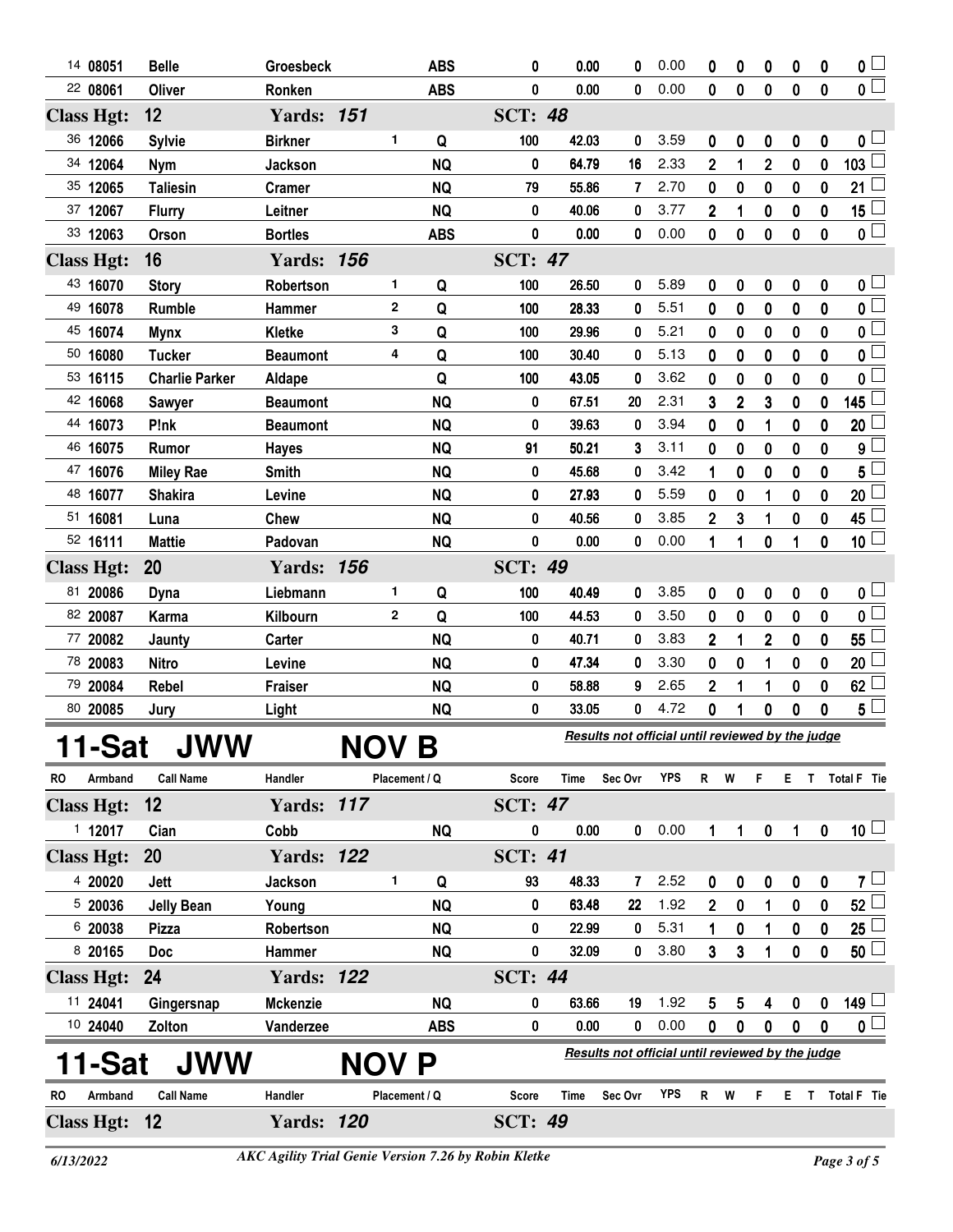| RO | Armband | Call Name | Handler | Placement | Q | Score | Time | Sec Ovr | YPS | R | W | F | E | T | Total F | Tie |
|---|---|---|---|---|---|---|---|---|---|---|---|---|---|---|---|---|
| 14 | 08051 | Belle | Groesbeck | | ABS | 0 | 0.00 | 0 | 0.00 | 0 | 0 | 0 | 0 | 0 | 0 | |
| 22 | 08061 | Oliver | Ronken | | ABS | 0 | 0.00 | 0 | 0.00 | 0 | 0 | 0 | 0 | 0 | 0 | |
| **Class Hgt: 12** | | | **Yards: 151** | | | **SCT: 48** | | | | | | | | | | |
| 36 | 12066 | Sylvie | Birkner | 1 | Q | 100 | 42.03 | 0 | 3.59 | 0 | 0 | 0 | 0 | 0 | 0 | |
| 34 | 12064 | Nym | Jackson | | NQ | 0 | 64.79 | 16 | 2.33 | 2 | 1 | 2 | 0 | 0 | 103 | |
| 35 | 12065 | Taliesin | Cramer | | NQ | 79 | 55.86 | 7 | 2.70 | 0 | 0 | 0 | 0 | 0 | 21 | |
| 37 | 12067 | Flurry | Leitner | | NQ | 0 | 40.06 | 0 | 3.77 | 2 | 1 | 0 | 0 | 0 | 15 | |
| 33 | 12063 | Orson | Bortles | | ABS | 0 | 0.00 | 0 | 0.00 | 0 | 0 | 0 | 0 | 0 | 0 | |
| **Class Hgt: 16** | | | **Yards: 156** | | | **SCT: 47** | | | | | | | | | | |
| 43 | 16070 | Story | Robertson | 1 | Q | 100 | 26.50 | 0 | 5.89 | 0 | 0 | 0 | 0 | 0 | 0 | |
| 49 | 16078 | Rumble | Hammer | 2 | Q | 100 | 28.33 | 0 | 5.51 | 0 | 0 | 0 | 0 | 0 | 0 | |
| 45 | 16074 | Mynx | Kletke | 3 | Q | 100 | 29.96 | 0 | 5.21 | 0 | 0 | 0 | 0 | 0 | 0 | |
| 50 | 16080 | Tucker | Beaumont | 4 | Q | 100 | 30.40 | 0 | 5.13 | 0 | 0 | 0 | 0 | 0 | 0 | |
| 53 | 16115 | Charlie Parker | Aldape | | Q | 100 | 43.05 | 0 | 3.62 | 0 | 0 | 0 | 0 | 0 | 0 | |
| 42 | 16068 | Sawyer | Beaumont | | NQ | 0 | 67.51 | 20 | 2.31 | 3 | 2 | 3 | 0 | 0 | 145 | |
| 44 | 16073 | P!nk | Beaumont | | NQ | 0 | 39.63 | 0 | 3.94 | 0 | 0 | 1 | 0 | 0 | 20 | |
| 46 | 16075 | Rumor | Hayes | | NQ | 91 | 50.21 | 3 | 3.11 | 0 | 0 | 0 | 0 | 0 | 9 | |
| 47 | 16076 | Miley Rae | Smith | | NQ | 0 | 45.68 | 0 | 3.42 | 1 | 0 | 0 | 0 | 0 | 5 | |
| 48 | 16077 | Shakira | Levine | | NQ | 0 | 27.93 | 0 | 5.59 | 0 | 0 | 1 | 0 | 0 | 20 | |
| 51 | 16081 | Luna | Chew | | NQ | 0 | 40.56 | 0 | 3.85 | 2 | 3 | 1 | 0 | 0 | 45 | |
| 52 | 16111 | Mattie | Padovan | | NQ | 0 | 0.00 | 0 | 0.00 | 1 | 1 | 0 | 1 | 0 | 10 | |
| **Class Hgt: 20** | | | **Yards: 156** | | | **SCT: 49** | | | | | | | | | | |
| 81 | 20086 | Dyna | Liebmann | 1 | Q | 100 | 40.49 | 0 | 3.85 | 0 | 0 | 0 | 0 | 0 | 0 | |
| 82 | 20087 | Karma | Kilbourn | 2 | Q | 100 | 44.53 | 0 | 3.50 | 0 | 0 | 0 | 0 | 0 | 0 | |
| 77 | 20082 | Jaunty | Carter | | NQ | 0 | 40.71 | 0 | 3.83 | 2 | 1 | 2 | 0 | 0 | 55 | |
| 78 | 20083 | Nitro | Levine | | NQ | 0 | 47.34 | 0 | 3.30 | 0 | 0 | 1 | 0 | 0 | 20 | |
| 79 | 20084 | Rebel | Fraiser | | NQ | 0 | 58.88 | 9 | 2.65 | 2 | 1 | 1 | 0 | 0 | 62 | |
| 80 | 20085 | Jury | Light | | NQ | 0 | 33.05 | 0 | 4.72 | 0 | 1 | 0 | 0 | 0 | 5 | |

# 11-Sat JWW NOV B

*Results not official until reviewed by the judge*

| RO | Armband | Call Name | Handler | Placement | Q | Score | Time | Sec Ovr | YPS | R | W | F | E | T | Total F | Tie |
|---|---|---|---|---|---|---|---|---|---|---|---|---|---|---|---|---|
| **Class Hgt: 12** | | | **Yards: 117** | | | **SCT: 47** | | | | | | | | | | |
| 1 | 12017 | Cian | Cobb | | NQ | 0 | 0.00 | 0 | 0.00 | 1 | 1 | 0 | 1 | 0 | 10 | |
| **Class Hgt: 20** | | | **Yards: 122** | | | **SCT: 41** | | | | | | | | | | |
| 4 | 20020 | Jett | Jackson | 1 | Q | 93 | 48.33 | 7 | 2.52 | 0 | 0 | 0 | 0 | 0 | 7 | |
| 5 | 20036 | Jelly Bean | Young | | NQ | 0 | 63.48 | 22 | 1.92 | 2 | 0 | 1 | 0 | 0 | 52 | |
| 6 | 20038 | Pizza | Robertson | | NQ | 0 | 22.99 | 0 | 5.31 | 1 | 0 | 1 | 0 | 0 | 25 | |
| 8 | 20165 | Doc | Hammer | | NQ | 0 | 32.09 | 0 | 3.80 | 3 | 3 | 1 | 0 | 0 | 50 | |
| **Class Hgt: 24** | | | **Yards: 122** | | | **SCT: 44** | | | | | | | | | | |
| 11 | 24041 | Gingersnap | Mckenzie | | NQ | 0 | 63.66 | 19 | 1.92 | 5 | 5 | 4 | 0 | 0 | 149 | |
| 10 | 24040 | Zolton | Vanderzee | | ABS | 0 | 0.00 | 0 | 0.00 | 0 | 0 | 0 | 0 | 0 | 0 | |

# 11-Sat JWW NOV P

*Results not official until reviewed by the judge*

| RO | Armband | Call Name | Handler | Placement | Q | Score | Time | Sec Ovr | YPS | R | W | F | E | T | Total F | Tie |
|---|---|---|---|---|---|---|---|---|---|---|---|---|---|---|---|---|
| **Class Hgt: 12** | | | **Yards: 120** | | | **SCT: 49** | | | | | | | | | | |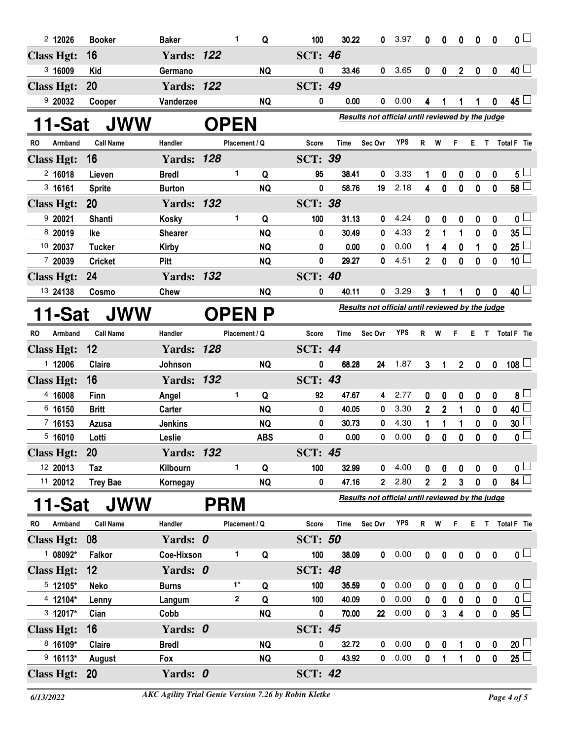| RO | Armband | Call Name | Handler | Placement | Q | Score | Time | Sec Ovr | YPS | R | W | F | E | T | Total F | Tie |
|---|---|---|---|---|---|---|---|---|---|---|---|---|---|---|---|---|
| 2 | 12026 | Booker | Baker | 1 | Q | 100 | 30.22 | 0 | 3.97 | 0 | 0 | 0 | 0 | 0 | 0 | |
| **Class Hgt: 16** | | | **Yards: 122** | | | **SCT: 46** | | | | | | | | | | |
| 3 | 16009 | Kid | Germano | | NQ | 0 | 33.46 | 0 | 3.65 | 0 | 0 | 2 | 0 | 0 | 40 | |
| **Class Hgt: 20** | | | **Yards: 122** | | | **SCT: 49** | | | | | | | | | | |
| 9 | 20032 | Cooper | Vanderzee | | NQ | 0 | 0.00 | 0 | 0.00 | 4 | 1 | 1 | 1 | 0 | 45 | |

## 11-Sat JWW OPEN

*Results not official until reviewed by the judge*

| RO | Armband | Call Name | Handler | Placement | Q | Score | Time | Sec Ovr | YPS | R | W | F | E | T | Total F | Tie |
|---|---|---|---|---|---|---|---|---|---|---|---|---|---|---|---|---|
| **Class Hgt: 16** | | | **Yards: 128** | | | **SCT: 39** | | | | | | | | | | |
| 2 | 16018 | Lieven | Bredl | 1 | Q | 95 | 38.41 | 0 | 3.33 | 1 | 0 | 0 | 0 | 0 | 5 | |
| 3 | 16161 | Sprite | Burton | | NQ | 0 | 58.76 | 19 | 2.18 | 4 | 0 | 0 | 0 | 0 | 58 | |
| **Class Hgt: 20** | | | **Yards: 132** | | | **SCT: 38** | | | | | | | | | | |
| 9 | 20021 | Shanti | Kosky | 1 | Q | 100 | 31.13 | 0 | 4.24 | 0 | 0 | 0 | 0 | 0 | 0 | |
| 8 | 20019 | Ike | Shearer | | NQ | 0 | 30.49 | 0 | 4.33 | 2 | 1 | 1 | 0 | 0 | 35 | |
| 10 | 20037 | Tucker | Kirby | | NQ | 0 | 0.00 | 0 | 0.00 | 1 | 4 | 0 | 1 | 0 | 25 | |
| 7 | 20039 | Cricket | Pitt | | NQ | 0 | 29.27 | 0 | 4.51 | 2 | 0 | 0 | 0 | 0 | 10 | |
| **Class Hgt: 24** | | | **Yards: 132** | | | **SCT: 40** | | | | | | | | | | |
| 13 | 24138 | Cosmo | Chew | | NQ | 0 | 40.11 | 0 | 3.29 | 3 | 1 | 1 | 0 | 0 | 40 | |

## 11-Sat JWW OPEN P

*Results not official until reviewed by the judge*

| RO | Armband | Call Name | Handler | Placement | Q | Score | Time | Sec Ovr | YPS | R | W | F | E | T | Total F | Tie |
|---|---|---|---|---|---|---|---|---|---|---|---|---|---|---|---|---|
| **Class Hgt: 12** | | | **Yards: 128** | | | **SCT: 44** | | | | | | | | | | |
| 1 | 12006 | Claire | Johnson | | NQ | 0 | 68.28 | 24 | 1.87 | 3 | 1 | 2 | 0 | 0 | 108 | |
| **Class Hgt: 16** | | | **Yards: 132** | | | **SCT: 43** | | | | | | | | | | |
| 4 | 16008 | Finn | Angel | 1 | Q | 92 | 47.67 | 4 | 2.77 | 0 | 0 | 0 | 0 | 0 | 8 | |
| 6 | 16150 | Britt | Carter | | NQ | 0 | 40.05 | 0 | 3.30 | 2 | 2 | 1 | 0 | 0 | 40 | |
| 7 | 16153 | Azusa | Jenkins | | NQ | 0 | 30.73 | 0 | 4.30 | 1 | 1 | 1 | 0 | 0 | 30 | |
| 5 | 16010 | Lotti | Leslie | | ABS | 0 | 0.00 | 0 | 0.00 | 0 | 0 | 0 | 0 | 0 | 0 | |
| **Class Hgt: 20** | | | **Yards: 132** | | | **SCT: 45** | | | | | | | | | | |
| 12 | 20013 | Taz | Kilbourn | 1 | Q | 100 | 32.99 | 0 | 4.00 | 0 | 0 | 0 | 0 | 0 | 0 | |
| 11 | 20012 | Trey Bae | Kornegay | | NQ | 0 | 47.16 | 2 | 2.80 | 2 | 2 | 3 | 0 | 0 | 84 | |

## 11-Sat JWW PRM

*Results not official until reviewed by the judge*

| RO | Armband | Call Name | Handler | Placement | Q | Score | Time | Sec Ovr | YPS | R | W | F | E | T | Total F | Tie |
|---|---|---|---|---|---|---|---|---|---|---|---|---|---|---|---|---|
| **Class Hgt: 08** | | | **Yards: 0** | | | **SCT: 50** | | | | | | | | | | |
| 1 | 08092* | Falkor | Coe-Hixson | 1 | Q | 100 | 38.09 | 0 | 0.00 | 0 | 0 | 0 | 0 | 0 | 0 | |
| **Class Hgt: 12** | | | **Yards: 0** | | | **SCT: 48** | | | | | | | | | | |
| 5 | 12105* | Neko | Burns | 1* | Q | 100 | 35.59 | 0 | 0.00 | 0 | 0 | 0 | 0 | 0 | 0 | |
| 4 | 12104* | Lenny | Langum | 2 | Q | 100 | 40.09 | 0 | 0.00 | 0 | 0 | 0 | 0 | 0 | 0 | |
| 3 | 12017* | Cian | Cobb | | NQ | 0 | 70.00 | 22 | 0.00 | 0 | 3 | 4 | 0 | 0 | 95 | |
| **Class Hgt: 16** | | | **Yards: 0** | | | **SCT: 45** | | | | | | | | | | |
| 8 | 16109* | Claire | Bredl | | NQ | 0 | 32.72 | 0 | 0.00 | 0 | 0 | 1 | 0 | 0 | 20 | |
| 9 | 16113* | August | Fox | | NQ | 0 | 43.92 | 0 | 0.00 | 0 | 1 | 1 | 0 | 0 | 25 | |
| **Class Hgt: 20** | | | **Yards: 0** | | | **SCT: 42** | | | | | | | | | | |

6/13/2022 — *AKC Agility Trial Genie Version 7.26 by Robin Kletke*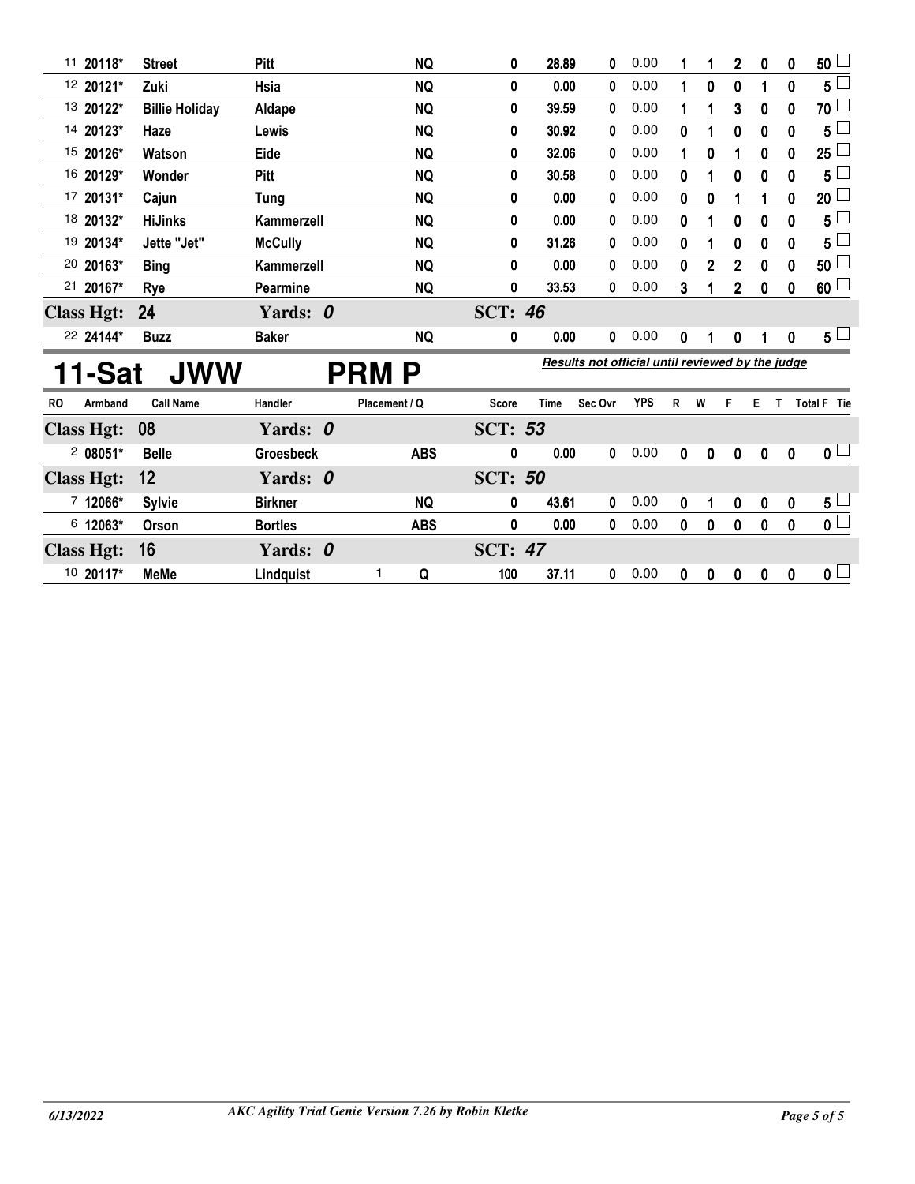| RO | Armband | Call Name | Handler | Placement / Q | Score | Time | Sec Ovr | YPS | R | W | F | E | T | Total F | Tie |
|---|---|---|---|---|---|---|---|---|---|---|---|---|---|---|---|
| 11 | 20118* | Street | Pitt | NQ | 0 | 28.89 | 0 | 0.00 | 1 | 1 | 2 | 0 | 0 | 50 | ☐ |
| 12 | 20121* | Zuki | Hsia | NQ | 0 | 0.00 | 0 | 0.00 | 1 | 0 | 0 | 1 | 0 | 5 | ☐ |
| 13 | 20122* | Billie Holiday | Aldape | NQ | 0 | 39.59 | 0 | 0.00 | 1 | 1 | 3 | 0 | 0 | 70 | ☐ |
| 14 | 20123* | Haze | Lewis | NQ | 0 | 30.92 | 0 | 0.00 | 0 | 1 | 0 | 0 | 0 | 5 | ☐ |
| 15 | 20126* | Watson | Eide | NQ | 0 | 32.06 | 0 | 0.00 | 1 | 0 | 1 | 0 | 0 | 25 | ☐ |
| 16 | 20129* | Wonder | Pitt | NQ | 0 | 30.58 | 0 | 0.00 | 0 | 1 | 0 | 0 | 0 | 5 | ☐ |
| 17 | 20131* | Cajun | Tung | NQ | 0 | 0.00 | 0 | 0.00 | 0 | 0 | 1 | 1 | 0 | 20 | ☐ |
| 18 | 20132* | HiJinks | Kammerzell | NQ | 0 | 0.00 | 0 | 0.00 | 0 | 1 | 0 | 0 | 0 | 5 | ☐ |
| 19 | 20134* | Jette "Jet" | McCully | NQ | 0 | 31.26 | 0 | 0.00 | 0 | 1 | 0 | 0 | 0 | 5 | ☐ |
| 20 | 20163* | Bing | Kammerzell | NQ | 0 | 0.00 | 0 | 0.00 | 0 | 2 | 2 | 0 | 0 | 50 | ☐ |
| 21 | 20167* | Rye | Pearmine | NQ | 0 | 33.53 | 0 | 0.00 | 3 | 1 | 2 | 0 | 0 | 60 | ☐ |
| **Class Hgt: 24** | | | **Yards: 0** | | **SCT: 46** | | | | | | | | | | |
| 22 | 24144* | Buzz | Baker | NQ | 0 | 0.00 | 0 | 0.00 | 0 | 1 | 0 | 1 | 0 | 5 | ☐ |

# 11-Sat JWW PRM P

*Results not official until reviewed by the judge*

| RO | Armband | Call Name | Handler | Placement / Q | Score | Time | Sec Ovr | YPS | R | W | F | E | T | Total F | Tie |
|---|---|---|---|---|---|---|---|---|---|---|---|---|---|---|---|
| **Class Hgt: 08** | | | **Yards: 0** | | **SCT: 53** | | | | | | | | | | |
| 2 | 08051* | Belle | Groesbeck | ABS | 0 | 0.00 | 0 | 0.00 | 0 | 0 | 0 | 0 | 0 | 0 | ☐ |
| **Class Hgt: 12** | | | **Yards: 0** | | **SCT: 50** | | | | | | | | | | |
| 7 | 12066* | Sylvie | Birkner | NQ | 0 | 43.61 | 0 | 0.00 | 0 | 1 | 0 | 0 | 0 | 5 | ☐ |
| 6 | 12063* | Orson | Bortles | ABS | 0 | 0.00 | 0 | 0.00 | 0 | 0 | 0 | 0 | 0 | 0 | ☐ |
| **Class Hgt: 16** | | | **Yards: 0** | | **SCT: 47** | | | | | | | | | | |
| 10 | 20117* | MeMe | Lindquist | 1 Q | 100 | 37.11 | 0 | 0.00 | 0 | 0 | 0 | 0 | 0 | 0 | ☐ |

6/13/2022 AKC Agility Trial Genie Version 7.26 by Robin Kletke